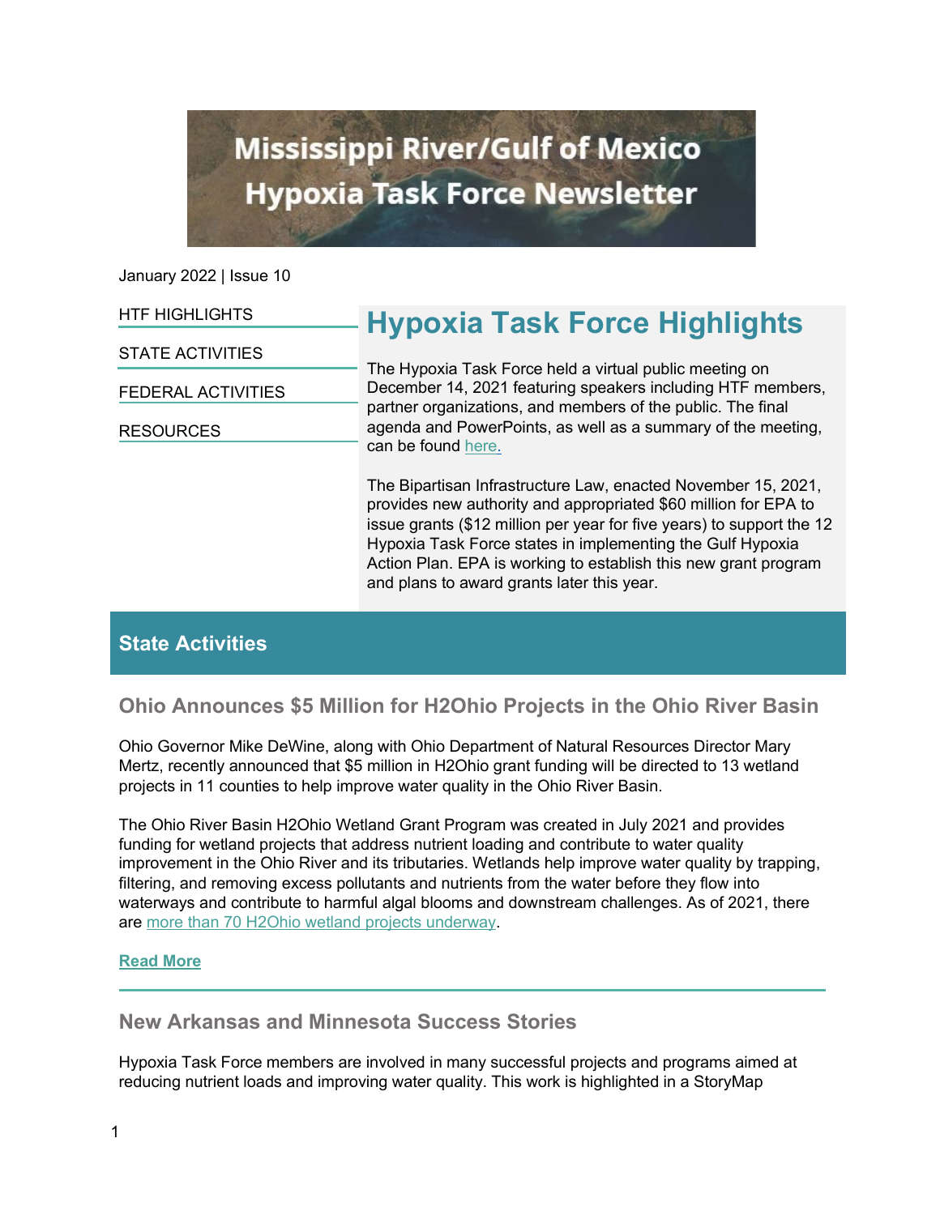# Mississippi River/Gulf of Mexico Hypoxia Task Force Newsletter

January 2022 | Issue 10

- HTF HIGHLIGHTS
- STATE ACTIVITIES
- FEDERAL ACTIVITIES
- RESOURCES

## Hypoxia Task Force Highlights

The Hypoxia Task Force held a virtual public meeting on December 14, 2021 featuring speakers including HTF members, partner organizations, and members of the public. The final agenda and PowerPoints, as well as a summary of the meeting, can be found here.

The Bipartisan Infrastructure Law, enacted November 15, 2021, provides new authority and appropriated $60 million for EPA to issue grants ($12 million per year for five years) to support the 12 Hypoxia Task Force states in implementing the Gulf Hypoxia Action Plan. EPA is working to establish this new grant program and plans to award grants later this year.

## State Activities

### Ohio Announces $5 Million for H2Ohio Projects in the Ohio River Basin

Ohio Governor Mike DeWine, along with Ohio Department of Natural Resources Director Mary Mertz, recently announced that $5 million in H2Ohio grant funding will be directed to 13 wetland projects in 11 counties to help improve water quality in the Ohio River Basin.

The Ohio River Basin H2Ohio Wetland Grant Program was created in July 2021 and provides funding for wetland projects that address nutrient loading and contribute to water quality improvement in the Ohio River and its tributaries. Wetlands help improve water quality by trapping, filtering, and removing excess pollutants and nutrients from the water before they flow into waterways and contribute to harmful algal blooms and downstream challenges. As of 2021, there are more than 70 H2Ohio wetland projects underway.

**Read More**

---

### New Arkansas and Minnesota Success Stories

Hypoxia Task Force members are involved in many successful projects and programs aimed at reducing nutrient loads and improving water quality. This work is highlighted in a StoryMap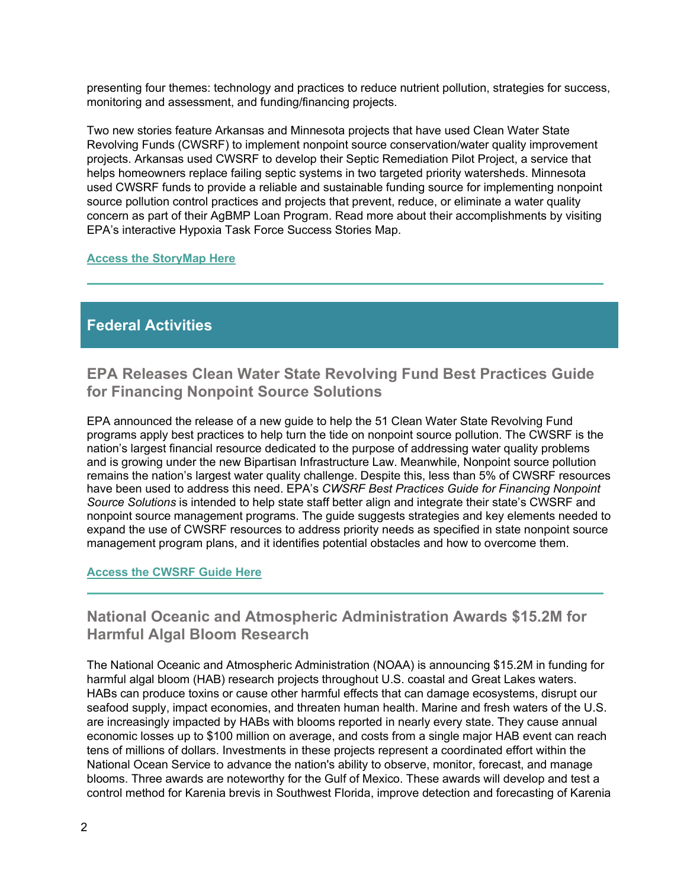presenting four themes: technology and practices to reduce nutrient pollution, strategies for success, monitoring and assessment, and funding/financing projects.

Two new stories feature Arkansas and Minnesota projects that have used Clean Water State Revolving Funds (CWSRF) to implement nonpoint source conservation/water quality improvement projects. Arkansas used CWSRF to develop their Septic Remediation Pilot Project, a service that helps homeowners replace failing septic systems in two targeted priority watersheds. Minnesota used CWSRF funds to provide a reliable and sustainable funding source for implementing nonpoint source pollution control practices and projects that prevent, reduce, or eliminate a water quality concern as part of their AgBMP Loan Program. Read more about their accomplishments by visiting EPA's interactive Hypoxia Task Force Success Stories Map.

**Access the StoryMap Here**

---

## Federal Activities

### EPA Releases Clean Water State Revolving Fund Best Practices Guide for Financing Nonpoint Source Solutions

EPA announced the release of a new guide to help the 51 Clean Water State Revolving Fund programs apply best practices to help turn the tide on nonpoint source pollution. The CWSRF is the nation's largest financial resource dedicated to the purpose of addressing water quality problems and is growing under the new Bipartisan Infrastructure Law. Meanwhile, Nonpoint source pollution remains the nation's largest water quality challenge. Despite this, less than 5% of CWSRF resources have been used to address this need. EPA's *CWSRF Best Practices Guide for Financing Nonpoint Source Solutions* is intended to help state staff better align and integrate their state's CWSRF and nonpoint source management programs. The guide suggests strategies and key elements needed to expand the use of CWSRF resources to address priority needs as specified in state nonpoint source management program plans, and it identifies potential obstacles and how to overcome them.

**Access the CWSRF Guide Here**

---

### National Oceanic and Atmospheric Administration Awards $15.2M for Harmful Algal Bloom Research

The National Oceanic and Atmospheric Administration (NOAA) is announcing $15.2M in funding for harmful algal bloom (HAB) research projects throughout U.S. coastal and Great Lakes waters. HABs can produce toxins or cause other harmful effects that can damage ecosystems, disrupt our seafood supply, impact economies, and threaten human health. Marine and fresh waters of the U.S. are increasingly impacted by HABs with blooms reported in nearly every state. They cause annual economic losses up to $100 million on average, and costs from a single major HAB event can reach tens of millions of dollars. Investments in these projects represent a coordinated effort within the National Ocean Service to advance the nation's ability to observe, monitor, forecast, and manage blooms. Three awards are noteworthy for the Gulf of Mexico. These awards will develop and test a control method for Karenia brevis in Southwest Florida, improve detection and forecasting of Karenia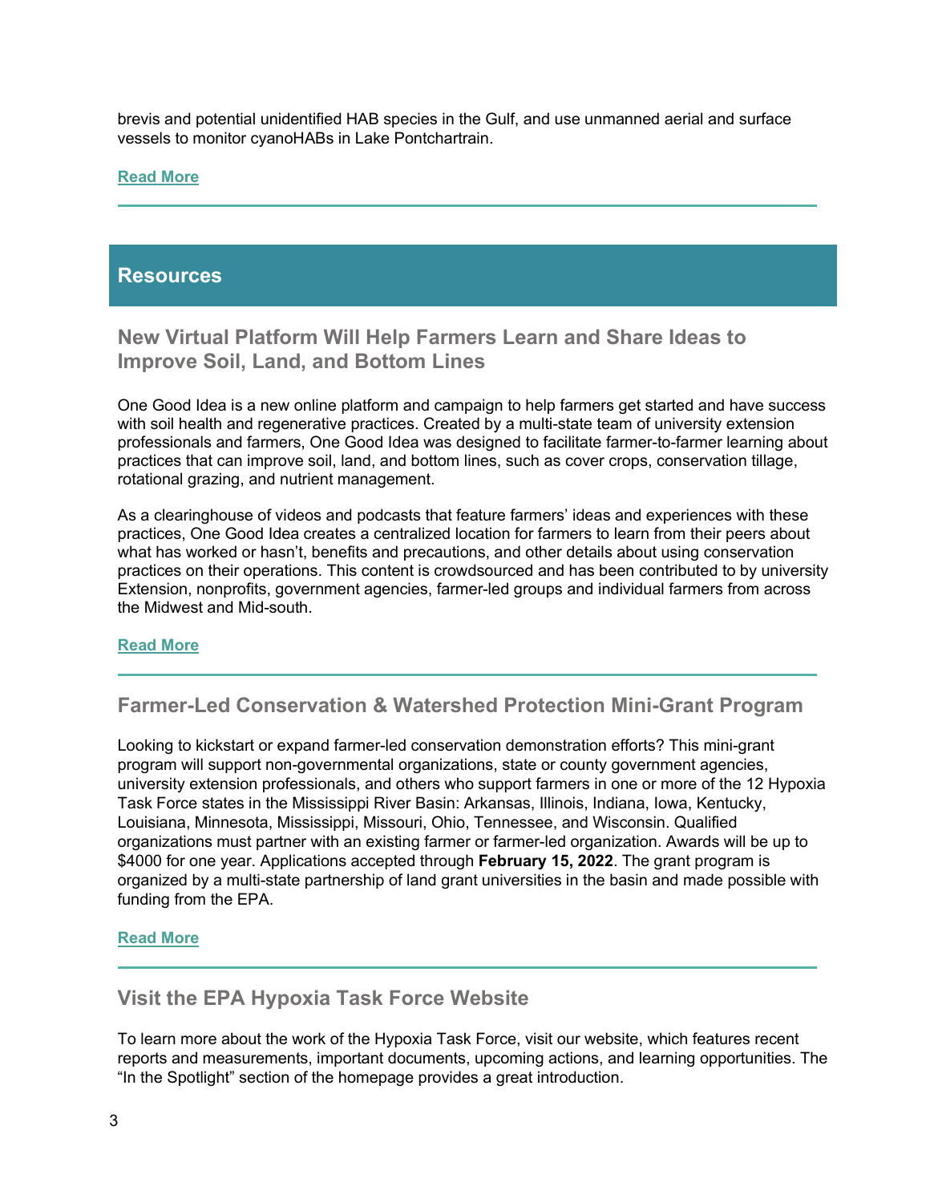brevis and potential unidentified HAB species in the Gulf, and use unmanned aerial and surface vessels to monitor cyanoHABs in Lake Pontchartrain.

**Read More**

---

## Resources

### New Virtual Platform Will Help Farmers Learn and Share Ideas to Improve Soil, Land, and Bottom Lines

One Good Idea is a new online platform and campaign to help farmers get started and have success with soil health and regenerative practices. Created by a multi-state team of university extension professionals and farmers, One Good Idea was designed to facilitate farmer-to-farmer learning about practices that can improve soil, land, and bottom lines, such as cover crops, conservation tillage, rotational grazing, and nutrient management.

As a clearinghouse of videos and podcasts that feature farmers' ideas and experiences with these practices, One Good Idea creates a centralized location for farmers to learn from their peers about what has worked or hasn't, benefits and precautions, and other details about using conservation practices on their operations. This content is crowdsourced and has been contributed to by university Extension, nonprofits, government agencies, farmer-led groups and individual farmers from across the Midwest and Mid-south.

**Read More**

---

### Farmer-Led Conservation & Watershed Protection Mini-Grant Program

Looking to kickstart or expand farmer-led conservation demonstration efforts? This mini-grant program will support non-governmental organizations, state or county government agencies, university extension professionals, and others who support farmers in one or more of the 12 Hypoxia Task Force states in the Mississippi River Basin: Arkansas, Illinois, Indiana, Iowa, Kentucky, Louisiana, Minnesota, Mississippi, Missouri, Ohio, Tennessee, and Wisconsin. Qualified organizations must partner with an existing farmer or farmer-led organization. Awards will be up to $4000 for one year. Applications accepted through **February 15, 2022**. The grant program is organized by a multi-state partnership of land grant universities in the basin and made possible with funding from the EPA.

**Read More**

---

### Visit the EPA Hypoxia Task Force Website

To learn more about the work of the Hypoxia Task Force, visit our website, which features recent reports and measurements, important documents, upcoming actions, and learning opportunities. The "In the Spotlight" section of the homepage provides a great introduction.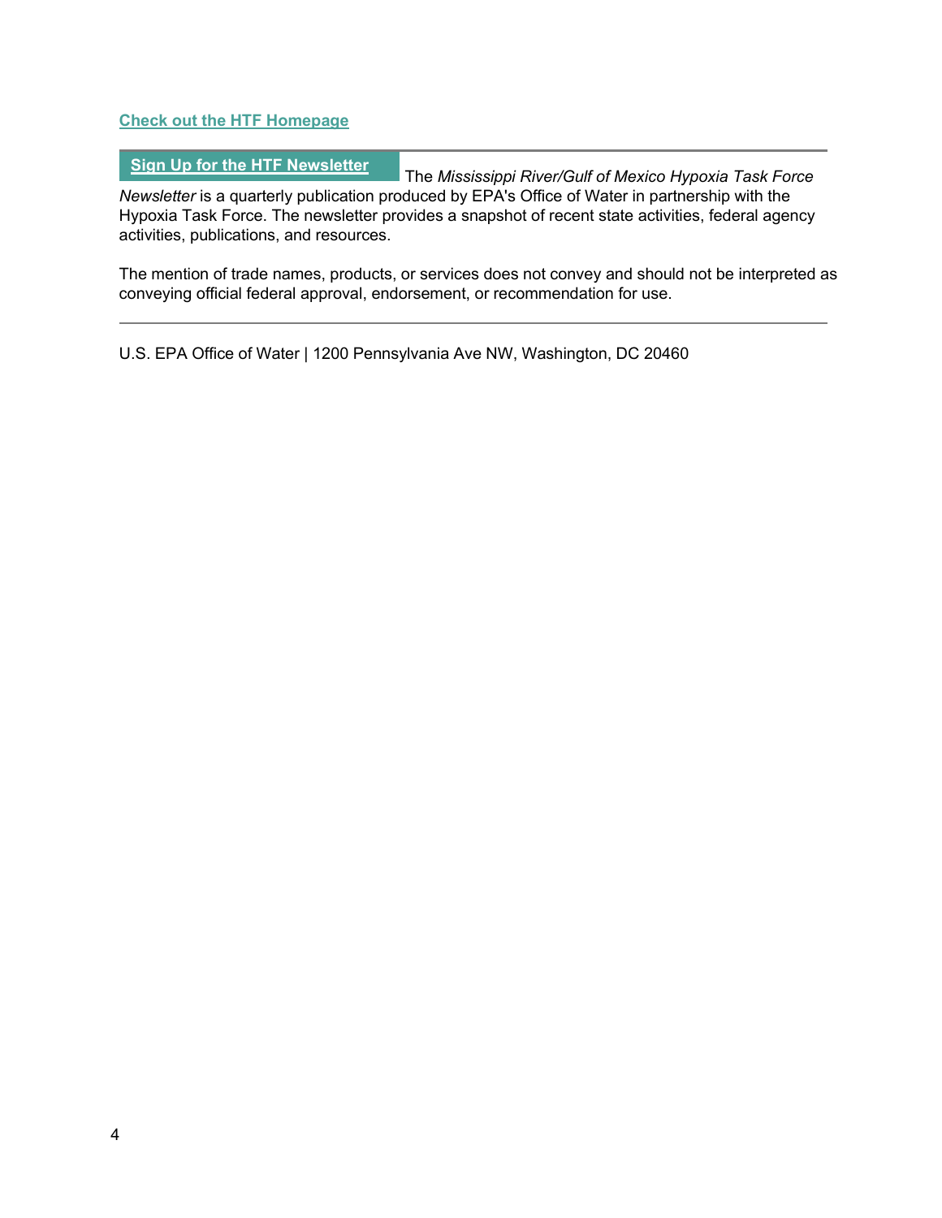**Check out the HTF Homepage**

---

**Sign Up for the HTF Newsletter**

The *Mississippi River/Gulf of Mexico Hypoxia Task Force Newsletter* is a quarterly publication produced by EPA's Office of Water in partnership with the Hypoxia Task Force. The newsletter provides a snapshot of recent state activities, federal agency activities, publications, and resources.

The mention of trade names, products, or services does not convey and should not be interpreted as conveying official federal approval, endorsement, or recommendation for use.

---

U.S. EPA Office of Water | 1200 Pennsylvania Ave NW, Washington, DC 20460